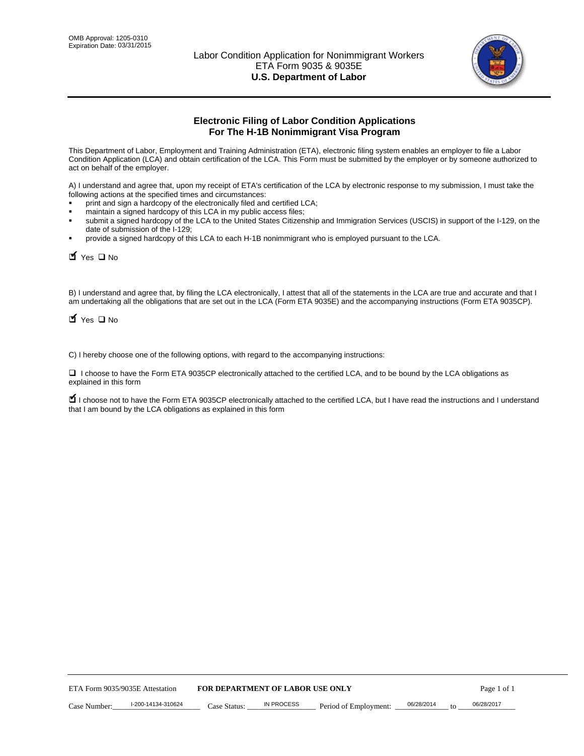OMB Approval: 1205-0310
Expiration Date: 03/31/2015

# Labor Condition Application for Nonimmigrant Workers
ETA Form 9035 & 9035E
**U.S. Department of Labor**

## Electronic Filing of Labor Condition Applications For The H-1B Nonimmigrant Visa Program

This Department of Labor, Employment and Training Administration (ETA), electronic filing system enables an employer to file a Labor Condition Application (LCA) and obtain certification of the LCA. This Form must be submitted by the employer or by someone authorized to act on behalf of the employer.

A) I understand and agree that, upon my receipt of ETA's certification of the LCA by electronic response to my submission, I must take the following actions at the specified times and circumstances:

- print and sign a hardcopy of the electronically filed and certified LCA;
- maintain a signed hardcopy of this LCA in my public access files;
- submit a signed hardcopy of the LCA to the United States Citizenship and Immigration Services (USCIS) in support of the I-129, on the date of submission of the I-129;
- provide a signed hardcopy of this LCA to each H-1B nonimmigrant who is employed pursuant to the LCA.

☑ Yes ☐ No

B) I understand and agree that, by filing the LCA electronically, I attest that all of the statements in the LCA are true and accurate and that I am undertaking all the obligations that are set out in the LCA (Form ETA 9035E) and the accompanying instructions (Form ETA 9035CP).

☑ Yes ☐ No

C) I hereby choose one of the following options, with regard to the accompanying instructions:

☐ I choose to have the Form ETA 9035CP electronically attached to the certified LCA, and to be bound by the LCA obligations as explained in this form

☑ I choose not to have the Form ETA 9035CP electronically attached to the certified LCA, but I have read the instructions and I understand that I am bound by the LCA obligations as explained in this form

ETA Form 9035/9035E Attestation **FOR DEPARTMENT OF LABOR USE ONLY**

Case Number: I-200-14134-310624 Case Status: IN PROCESS Period of Employment: 06/28/2014 to 06/28/2017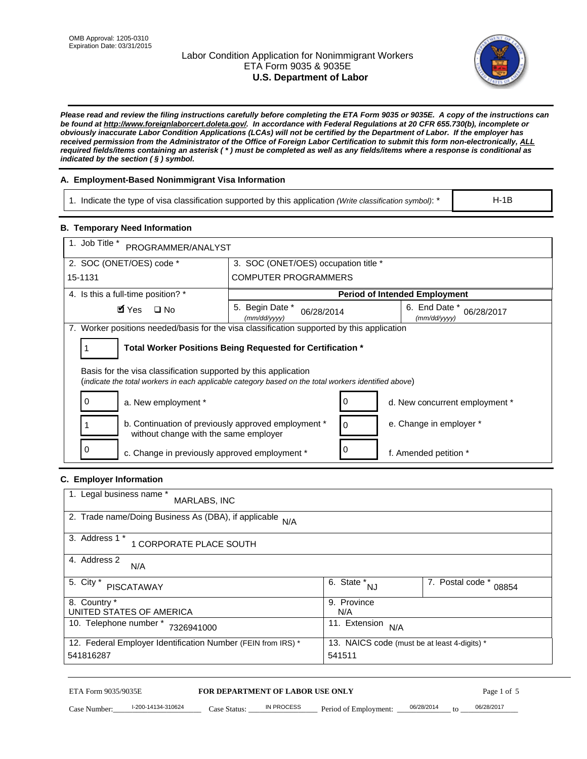OMB Approval: 1205-0310
Expiration Date: 03/31/2015

# Labor Condition Application for Nonimmigrant Workers
## ETA Form 9035 & 9035E
## U.S. Department of Labor

***Please read and review the filing instructions carefully before completing the ETA Form 9035 or 9035E. A copy of the instructions can be found at http://www.foreignlaborcert.doleta.gov/. In accordance with Federal Regulations at 20 CFR 655.730(b), incomplete or obviously inaccurate Labor Condition Applications (LCAs) will not be certified by the Department of Labor. If the employer has received permission from the Administrator of the Office of Foreign Labor Certification to submit this form non-electronically, ALL required fields/items containing an asterisk ( * ) must be completed as well as any fields/items where a response is conditional as indicated by the section ( § ) symbol.***

### A. Employment-Based Nonimmigrant Visa Information

| 1. Indicate the type of visa classification supported by this application *(Write classification symbol)*: * | H-1B |
|---|---|

### B. Temporary Need Information

| 1. Job Title * PROGRAMMER/ANALYST | | |
|---|---|---|
| 2. SOC (ONET/OES) code * 15-1131 | 3. SOC (ONET/OES) occupation title * COMPUTER PROGRAMMERS | |
| 4. Is this a full-time position? * ☑ Yes ☐ No | **Period of Intended Employment** | |
| | 5. Begin Date * *(mm/dd/yyyy)* 06/28/2014 | 6. End Date * *(mm/dd/yyyy)* 06/28/2017 |

7. Worker positions needed/basis for the visa classification supported by this application

1 — **Total Worker Positions Being Requested for Certification \***

Basis for the visa classification supported by this application
(*indicate the total workers in each applicable category based on the total workers identified above*)

| Count | Category | Count | Category |
|---|---|---|---|
| 0 | a. New employment * | 0 | d. New concurrent employment * |
| 1 | b. Continuation of previously approved employment * without change with the same employer | 0 | e. Change in employer * |
| 0 | c. Change in previously approved employment * | 0 | f. Amended petition * |

### C. Employer Information

| 1. Legal business name * MARLABS, INC | | |
|---|---|---|
| 2. Trade name/Doing Business As (DBA), if applicable N/A | | |
| 3. Address 1 * 1 CORPORATE PLACE SOUTH | | |
| 4. Address 2 N/A | | |
| 5. City * PISCATAWAY | 6. State * NJ | 7. Postal code * 08854 |
| 8. Country * UNITED STATES OF AMERICA | 9. Province N/A | |
| 10. Telephone number * 7326941000 | 11. Extension N/A | |
| 12. Federal Employer Identification Number (FEIN from IRS) * 541816287 | 13. NAICS code (must be at least 4-digits) * 541511 | |

ETA Form 9035/9035E — **FOR DEPARTMENT OF LABOR USE ONLY**

Case Number: I-200-14134-310624 Case Status: IN PROCESS Period of Employment: 06/28/2014 to 06/28/2017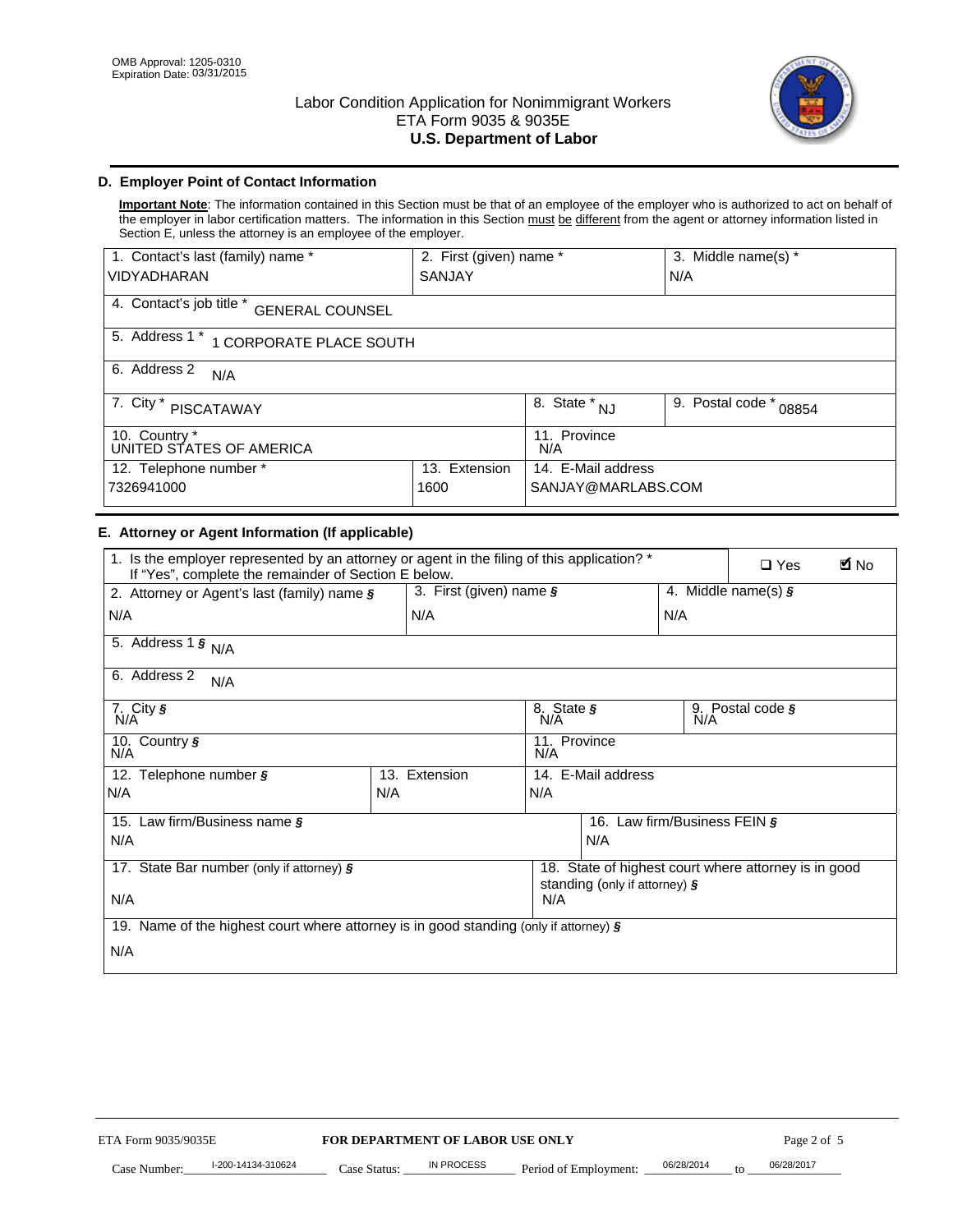OMB Approval: 1205-0310
Expiration Date: 03/31/2015

# Labor Condition Application for Nonimmigrant Workers
## ETA Form 9035 & 9035E
## U.S. Department of Labor

### D. Employer Point of Contact Information

**Important Note**: The information contained in this Section must be that of an employee of the employer who is authorized to act on behalf of the employer in labor certification matters. The information in this Section must be different from the agent or attorney information listed in Section E, unless the attorney is an employee of the employer.

| 1. Contact's last (family) name * | 2. First (given) name * | 3. Middle name(s) * |
|---|---|---|
| VIDYADHARAN | SANJAY | N/A |

| 4. Contact's job title * GENERAL COUNSEL |
|---|
| 5. Address 1 * 1 CORPORATE PLACE SOUTH |
| 6. Address 2 N/A |

| 7. City * PISCATAWAY | 8. State * NJ | 9. Postal code * 08854 |
|---|---|---|

| 10. Country * UNITED STATES OF AMERICA | 11. Province N/A |
|---|---|

| 12. Telephone number * | 13. Extension | 14. E-Mail address |
|---|---|---|
| 7326941000 | 1600 | SANJAY@MARLABS.COM |

### E. Attorney or Agent Information (If applicable)

1. Is the employer represented by an attorney or agent in the filing of this application? * If "Yes", complete the remainder of Section E below. ☐ Yes ☑ No

| 2. Attorney or Agent's last (family) name § | 3. First (given) name § | 4. Middle name(s) § |
|---|---|---|
| N/A | N/A | N/A |

| 5. Address 1 § N/A |
|---|
| 6. Address 2 N/A |

| 7. City § N/A | 8. State § N/A | 9. Postal code § N/A |
|---|---|---|

| 10. Country § N/A | 11. Province N/A |
|---|---|

| 12. Telephone number § | 13. Extension | 14. E-Mail address |
|---|---|---|
| N/A | N/A | N/A |

| 15. Law firm/Business name § | 16. Law firm/Business FEIN § |
|---|---|
| N/A | N/A |

| 17. State Bar number (only if attorney) § | 18. State of highest court where attorney is in good standing (only if attorney) § |
|---|---|
| N/A | N/A |

| 19. Name of the highest court where attorney is in good standing (only if attorney) § |
|---|
| N/A |

ETA Form 9035/9035E — **FOR DEPARTMENT OF LABOR USE ONLY**

Case Number: I-200-14134-310624 Case Status: IN PROCESS Period of Employment: 06/28/2014 to 06/28/2017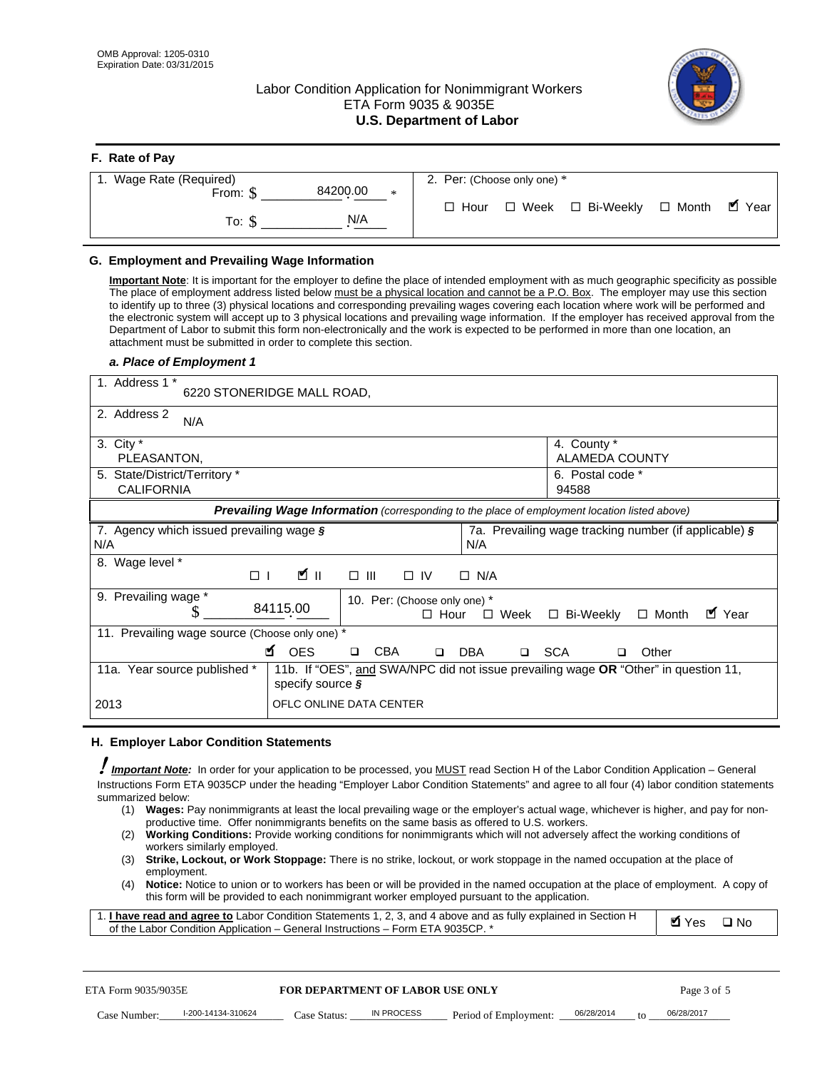OMB Approval: 1205-0310
Expiration Date: 03/31/2015

# Labor Condition Application for Nonimmigrant Workers
ETA Form 9035 & 9035E
**U.S. Department of Labor**

## F. Rate of Pay

| 1. Wage Rate (Required) | 2. Per: (Choose only one) * |
|---|---|
| From: $ 84200.00 * <br> To: $ N/A | ☐ Hour ☐ Week ☐ Bi-Weekly ☐ Month ☑ Year |

## G. Employment and Prevailing Wage Information

**Important Note**: It is important for the employer to define the place of intended employment with as much geographic specificity as possible The place of employment address listed below must be a physical location and cannot be a P.O. Box. The employer may use this section to identify up to three (3) physical locations and corresponding prevailing wages covering each location where work will be performed and the electronic system will accept up to 3 physical locations and prevailing wage information. If the employer has received approval from the Department of Labor to submit this form non-electronically and the work is expected to be performed in more than one location, an attachment must be submitted in order to complete this section.

### *a. Place of Employment 1*

| | |
|---|---|
| 1. Address 1 * 6220 STONERIDGE MALL ROAD, | |
| 2. Address 2 N/A | |
| 3. City * PLEASANTON, | 4. County * ALAMEDA COUNTY |
| 5. State/District/Territory * CALIFORNIA | 6. Postal code * 94588 |

***Prevailing Wage Information*** *(corresponding to the place of employment location listed above)*

| | |
|---|---|
| 7. Agency which issued prevailing wage § N/A | 7a. Prevailing wage tracking number (if applicable) § N/A |
| 8. Wage level * ☐ I ☑ II ☐ III ☐ IV ☐ N/A | |
| 9. Prevailing wage * $ 84115.00 | 10. Per: (Choose only one) * ☐ Hour ☐ Week ☐ Bi-Weekly ☐ Month ☑ Year |
| 11. Prevailing wage source (Choose only one) * ☑ OES ☐ CBA ☐ DBA ☐ SCA ☐ Other | |
| 11a. Year source published * 2013 | 11b. If "OES", and SWA/NPC did not issue prevailing wage **OR** "Other" in question 11, specify source § OFLC ONLINE DATA CENTER |

## H. Employer Labor Condition Statements

***Important Note:*** In order for your application to be processed, you MUST read Section H of the Labor Condition Application – General Instructions Form ETA 9035CP under the heading "Employer Labor Condition Statements" and agree to all four (4) labor condition statements summarized below:

1. **Wages:** Pay nonimmigrants at least the local prevailing wage or the employer's actual wage, whichever is higher, and pay for non-productive time. Offer nonimmigrants benefits on the same basis as offered to U.S. workers.
2. **Working Conditions:** Provide working conditions for nonimmigrants which will not adversely affect the working conditions of workers similarly employed.
3. **Strike, Lockout, or Work Stoppage:** There is no strike, lockout, or work stoppage in the named occupation at the place of employment.
4. **Notice:** Notice to union or to workers has been or will be provided in the named occupation at the place of employment. A copy of this form will be provided to each nonimmigrant worker employed pursuant to the application.

| | |
|---|---|
| 1. **I have read and agree to** Labor Condition Statements 1, 2, 3, and 4 above and as fully explained in Section H of the Labor Condition Application – General Instructions – Form ETA 9035CP. * | ☑ Yes ☐ No |

ETA Form 9035/9035E **FOR DEPARTMENT OF LABOR USE ONLY**

Case Number: I-200-14134-310624 Case Status: IN PROCESS Period of Employment: 06/28/2014 to 06/28/2017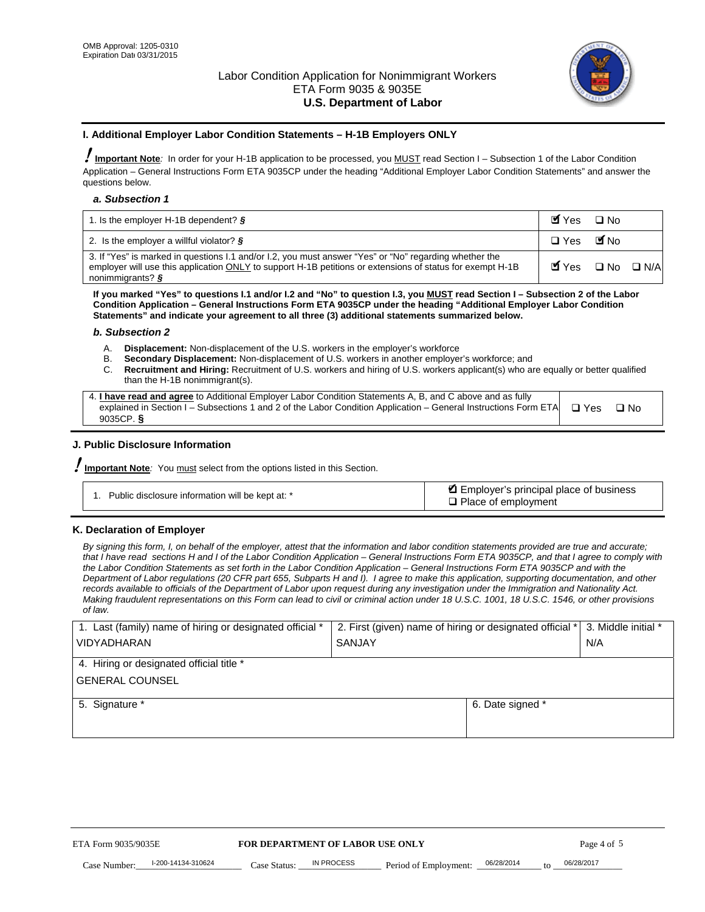OMB Approval: 1205-0310
Expiration Date 03/31/2015

# Labor Condition Application for Nonimmigrant Workers
ETA Form 9035 & 9035E
**U.S. Department of Labor**

## I. Additional Employer Labor Condition Statements – H-1B Employers ONLY

**Important Note**: In order for your H-1B application to be processed, you MUST read Section I – Subsection 1 of the Labor Condition Application – General Instructions Form ETA 9035CP under the heading "Additional Employer Labor Condition Statements" and answer the questions below.

### a. Subsection 1

| | |
|---|---|
| 1. Is the employer H-1B dependent? § | ☑ Yes ☐ No |
| 2. Is the employer a willful violator? § | ☐ Yes ☑ No |
| 3. If "Yes" is marked in questions I.1 and/or I.2, you must answer "Yes" or "No" regarding whether the employer will use this application ONLY to support H-1B petitions or extensions of status for exempt H-1B nonimmigrants? § | ☑ Yes ☐ No ☐ N/A |

**If you marked "Yes" to questions I.1 and/or I.2 and "No" to question I.3, you MUST read Section I – Subsection 2 of the Labor Condition Application – General Instructions Form ETA 9035CP under the heading "Additional Employer Labor Condition Statements" and indicate your agreement to all three (3) additional statements summarized below.**

### b. Subsection 2

A. **Displacement:** Non-displacement of the U.S. workers in the employer's workforce
B. **Secondary Displacement:** Non-displacement of U.S. workers in another employer's workforce; and
C. **Recruitment and Hiring:** Recruitment of U.S. workers and hiring of U.S. workers applicant(s) who are equally or better qualified than the H-1B nonimmigrant(s).

| | |
|---|---|
| 4. **I have read and agree** to Additional Employer Labor Condition Statements A, B, and C above and as fully explained in Section I – Subsections 1 and 2 of the Labor Condition Application – General Instructions Form ETA 9035CP. § | ☐ Yes ☐ No |

## J. Public Disclosure Information

**Important Note**: You must select from the options listed in this Section.

| | |
|---|---|
| 1. Public disclosure information will be kept at: * | ☑ Employer's principal place of business<br>☐ Place of employment |

## K. Declaration of Employer

*By signing this form, I, on behalf of the employer, attest that the information and labor condition statements provided are true and accurate; that I have read sections H and I of the Labor Condition Application – General Instructions Form ETA 9035CP, and that I agree to comply with the Labor Condition Statements as set forth in the Labor Condition Application – General Instructions Form ETA 9035CP and with the Department of Labor regulations (20 CFR part 655, Subparts H and I). I agree to make this application, supporting documentation, and other records available to officials of the Department of Labor upon request during any investigation under the Immigration and Nationality Act. Making fraudulent representations on this Form can lead to civil or criminal action under 18 U.S.C. 1001, 18 U.S.C. 1546, or other provisions of law.*

| 1. Last (family) name of hiring or designated official * | 2. First (given) name of hiring or designated official * | 3. Middle initial * |
|---|---|---|
| VIDYADHARAN | SANJAY | N/A |
| 4. Hiring or designated official title * | | |
| GENERAL COUNSEL | | |
| 5. Signature * | 6. Date signed * | |
| | | |

ETA Form 9035/9035E — **FOR DEPARTMENT OF LABOR USE ONLY**

Case Number: I-200-14134-310624 Case Status: IN PROCESS Period of Employment: 06/28/2014 to 06/28/2017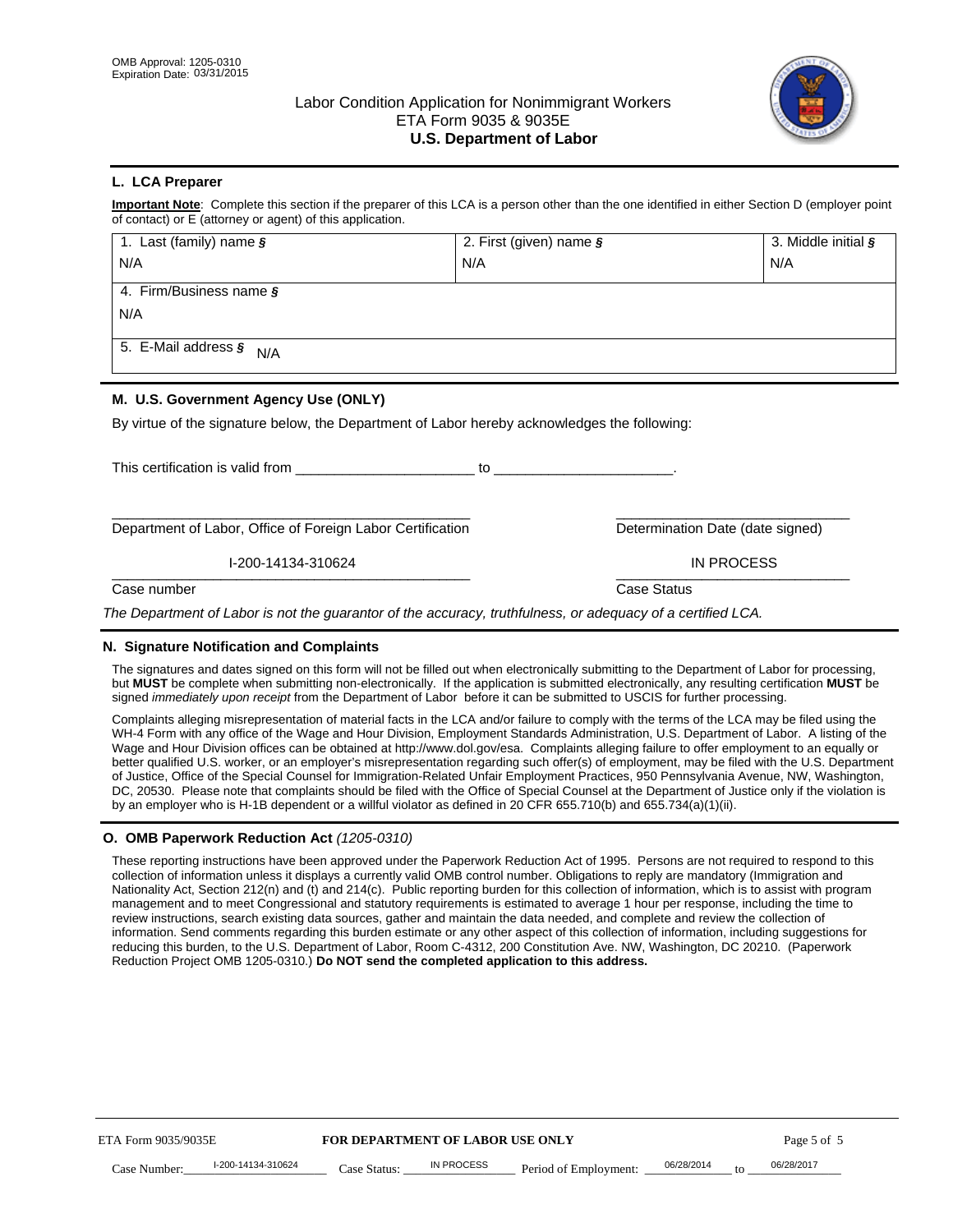OMB Approval: 1205-0310
Expiration Date: 03/31/2015

Labor Condition Application for Nonimmigrant Workers
ETA Form 9035 & 9035E
**U.S. Department of Labor**

## L. LCA Preparer

**Important Note**: Complete this section if the preparer of this LCA is a person other than the one identified in either Section D (employer point of contact) or E (attorney or agent) of this application.

| 1. Last (family) name § | 2. First (given) name § | 3. Middle initial § |
|---|---|---|
| N/A | N/A | N/A |
| 4. Firm/Business name § | | |
| N/A | | |
| 5. E-Mail address § N/A | | |

## M. U.S. Government Agency Use (ONLY)

By virtue of the signature below, the Department of Labor hereby acknowledges the following:

This certification is valid from ______________________ to ______________________.

Department of Labor, Office of Foreign Labor Certification

Determination Date (date signed)

Case number: I-200-14134-310624

Case Status: IN PROCESS

*The Department of Labor is not the guarantor of the accuracy, truthfulness, or adequacy of a certified LCA.*

## N. Signature Notification and Complaints

The signatures and dates signed on this form will not be filled out when electronically submitting to the Department of Labor for processing, but **MUST** be complete when submitting non-electronically. If the application is submitted electronically, any resulting certification **MUST** be signed *immediately upon receipt* from the Department of Labor before it can be submitted to USCIS for further processing.

Complaints alleging misrepresentation of material facts in the LCA and/or failure to comply with the terms of the LCA may be filed using the WH-4 Form with any office of the Wage and Hour Division, Employment Standards Administration, U.S. Department of Labor. A listing of the Wage and Hour Division offices can be obtained at http://www.dol.gov/esa. Complaints alleging failure to offer employment to an equally or better qualified U.S. worker, or an employer's misrepresentation regarding such offer(s) of employment, may be filed with the U.S. Department of Justice, Office of the Special Counsel for Immigration-Related Unfair Employment Practices, 950 Pennsylvania Avenue, NW, Washington, DC, 20530. Please note that complaints should be filed with the Office of Special Counsel at the Department of Justice only if the violation is by an employer who is H-1B dependent or a willful violator as defined in 20 CFR 655.710(b) and 655.734(a)(1)(ii).

## O. OMB Paperwork Reduction Act *(1205-0310)*

These reporting instructions have been approved under the Paperwork Reduction Act of 1995. Persons are not required to respond to this collection of information unless it displays a currently valid OMB control number. Obligations to reply are mandatory (Immigration and Nationality Act, Section 212(n) and (t) and 214(c). Public reporting burden for this collection of information, which is to assist with program management and to meet Congressional and statutory requirements is estimated to average 1 hour per response, including the time to review instructions, search existing data sources, gather and maintain the data needed, and complete and review the collection of information. Send comments regarding this burden estimate or any other aspect of this collection of information, including suggestions for reducing this burden, to the U.S. Department of Labor, Room C-4312, 200 Constitution Ave. NW, Washington, DC 20210. (Paperwork Reduction Project OMB 1205-0310.) **Do NOT send the completed application to this address.**

ETA Form 9035/9035E — **FOR DEPARTMENT OF LABOR USE ONLY**

Case Number: I-200-14134-310624 Case Status: IN PROCESS Period of Employment: 06/28/2014 to 06/28/2017